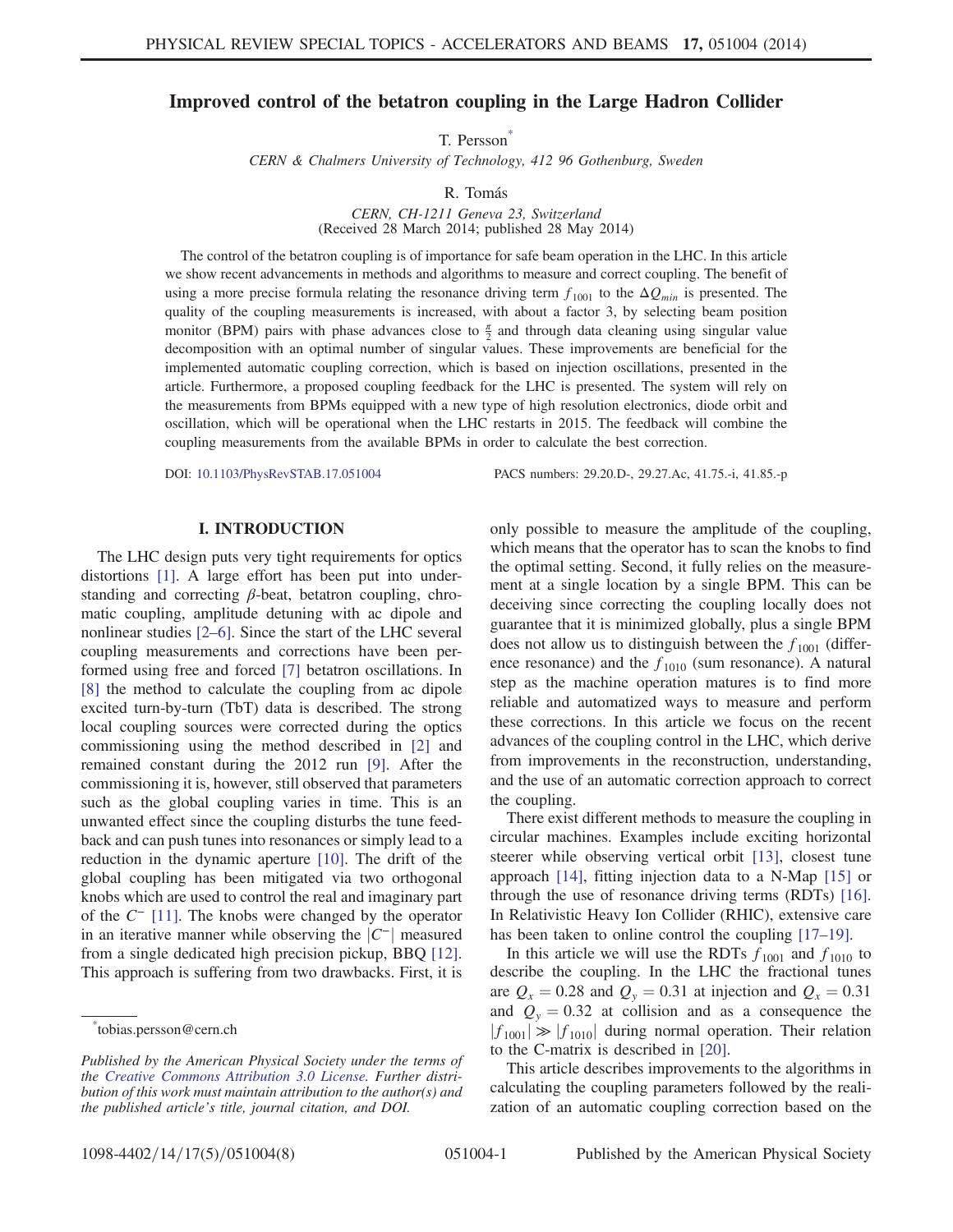# Improved control of the betatron coupling in the Large Hadron Collider

T. Persson[*]

*CERN & Chalmers University of Technology, 412 96 Gothenburg, Sweden*

R. Tomás

*CERN, CH-1211 Geneva 23, Switzerland*
(Received 28 March 2014; published 28 May 2014)

The control of the betatron coupling is of importance for safe beam operation in the LHC. In this article we show recent advancements in methods and algorithms to measure and correct coupling. The benefit of using a more precise formula relating the resonance driving term $f_{1001}$ to the $\Delta Q_{min}$ is presented. The quality of the coupling measurements is increased, with about a factor 3, by selecting beam position monitor (BPM) pairs with phase advances close to $\frac{\pi}{2}$ and through data cleaning using singular value decomposition with an optimal number of singular values. These improvements are beneficial for the implemented automatic coupling correction, which is based on injection oscillations, presented in the article. Furthermore, a proposed coupling feedback for the LHC is presented. The system will rely on the measurements from BPMs equipped with a new type of high resolution electronics, diode orbit and oscillation, which will be operational when the LHC restarts in 2015. The feedback will combine the coupling measurements from the available BPMs in order to calculate the best correction.

DOI: 10.1103/PhysRevSTAB.17.051004 PACS numbers: 29.20.D-, 29.27.Ac, 41.75.-i, 41.85.-p

## I. INTRODUCTION

The LHC design puts very tight requirements for optics distortions [1]. A large effort has been put into understanding and correcting $\beta$-beat, betatron coupling, chromatic coupling, amplitude detuning with ac dipole and nonlinear studies [2–6]. Since the start of the LHC several coupling measurements and corrections have been performed using free and forced [7] betatron oscillations. In [8] the method to calculate the coupling from ac dipole excited turn-by-turn (TbT) data is described. The strong local coupling sources were corrected during the optics commissioning using the method described in [2] and remained constant during the 2012 run [9]. After the commissioning it is, however, still observed that parameters such as the global coupling varies in time. This is an unwanted effect since the coupling disturbs the tune feedback and can push tunes into resonances or simply lead to a reduction in the dynamic aperture [10]. The drift of the global coupling has been mitigated via two orthogonal knobs which are used to control the real and imaginary part of the $C^-$ [11]. The knobs were changed by the operator in an iterative manner while observing the $|C^-|$ measured from a single dedicated high precision pickup, BBQ [12]. This approach is suffering from two drawbacks. First, it is only possible to measure the amplitude of the coupling, which means that the operator has to scan the knobs to find the optimal setting. Second, it fully relies on the measurement at a single location by a single BPM. This can be deceiving since correcting the coupling locally does not guarantee that it is minimized globally, plus a single BPM does not allow us to distinguish between the $f_{1001}$ (difference resonance) and the $f_{1010}$ (sum resonance). A natural step as the machine operation matures is to find more reliable and automatized ways to measure and perform these corrections. In this article we focus on the recent advances of the coupling control in the LHC, which derive from improvements in the reconstruction, understanding, and the use of an automatic correction approach to correct the coupling.

There exist different methods to measure the coupling in circular machines. Examples include exciting horizontal steerer while observing vertical orbit [13], closest tune approach [14], fitting injection data to a N-Map [15] or through the use of resonance driving terms (RDTs) [16]. In Relativistic Heavy Ion Collider (RHIC), extensive care has been taken to online control the coupling [17–19].

In this article we will use the RDTs $f_{1001}$ and $f_{1010}$ to describe the coupling. In the LHC the fractional tunes are $Q_x = 0.28$ and $Q_y = 0.31$ at injection and $Q_x = 0.31$ and $Q_y = 0.32$ at collision and as a consequence the $|f_{1001}| \gg |f_{1010}|$ during normal operation. Their relation to the C-matrix is described in [20].

This article describes improvements to the algorithms in calculating the coupling parameters followed by the realization of an automatic coupling correction based on the

---

[*] tobias.persson@cern.ch

*Published by the American Physical Society under the terms of the Creative Commons Attribution 3.0 License. Further distribution of this work must maintain attribution to the author(s) and the published article's title, journal citation, and DOI.*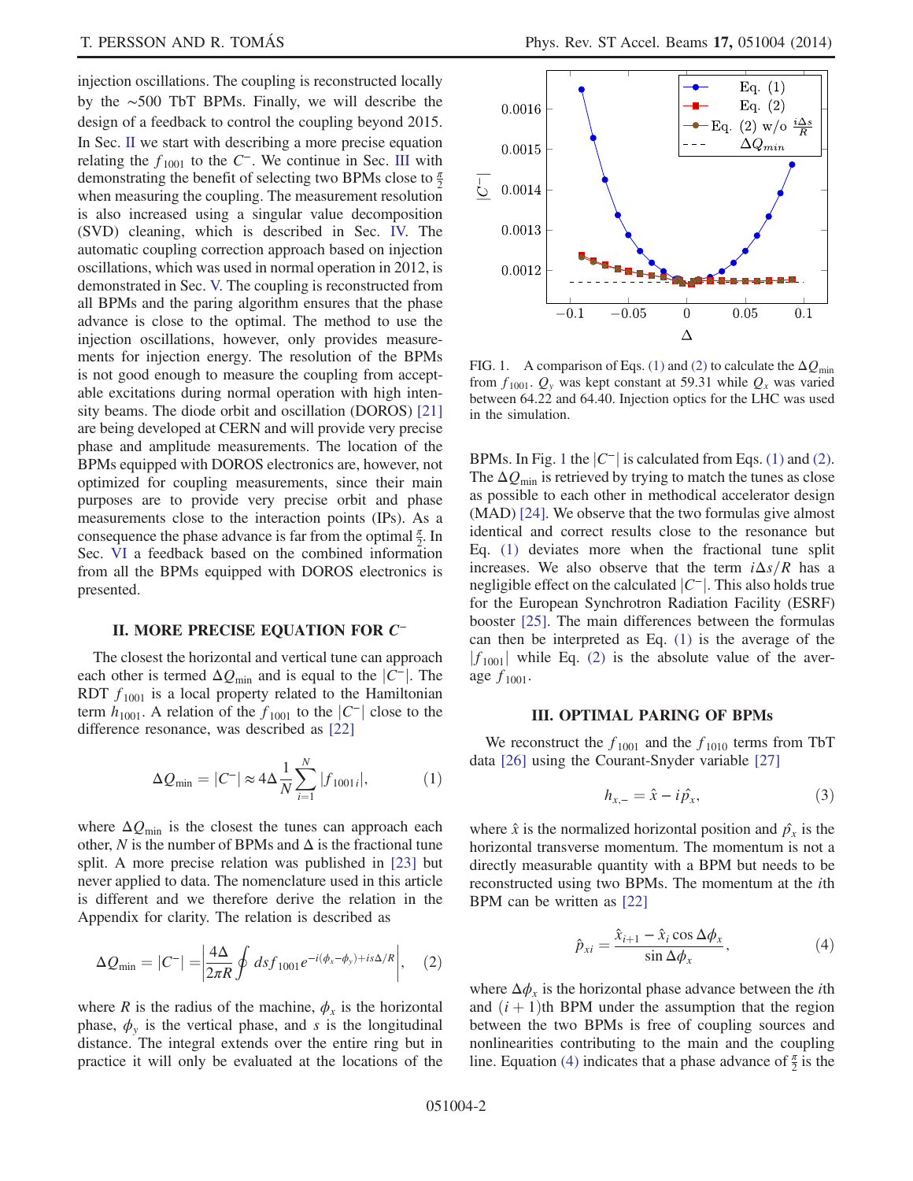injection oscillations. The coupling is reconstructed locally by the ~500 TbT BPMs. Finally, we will describe the design of a feedback to control the coupling beyond 2015. In Sec. II we start with describing a more precise equation relating the $f_{1001}$ to the $C^-$. We continue in Sec. III with demonstrating the benefit of selecting two BPMs close to $\frac{\pi}{2}$ when measuring the coupling. The measurement resolution is also increased using a singular value decomposition (SVD) cleaning, which is described in Sec. IV. The automatic coupling correction approach based on injection oscillations, which was used in normal operation in 2012, is demonstrated in Sec. V. The coupling is reconstructed from all BPMs and the paring algorithm ensures that the phase advance is close to the optimal. The method to use the injection oscillations, however, only provides measurements for injection energy. The resolution of the BPMs is not good enough to measure the coupling from acceptable excitations during normal operation with high intensity beams. The diode orbit and oscillation (DOROS) [21] are being developed at CERN and will provide very precise phase and amplitude measurements. The location of the BPMs equipped with DOROS electronics are, however, not optimized for coupling measurements, since their main purposes are to provide very precise orbit and phase measurements close to the interaction points (IPs). As a consequence the phase advance is far from the optimal $\frac{\pi}{2}$. In Sec. VI a feedback based on the combined information from all the BPMs equipped with DOROS electronics is presented.

## II. MORE PRECISE EQUATION FOR $C^-$

The closest the horizontal and vertical tune can approach each other is termed $\Delta Q_{\min}$ and is equal to the $|C^-|$. The RDT $f_{1001}$ is a local property related to the Hamiltonian term $h_{1001}$. A relation of the $f_{1001}$ to the $|C^-|$ close to the difference resonance, was described as [22]

$$\Delta Q_{\min} = |C^-| \approx 4\Delta \frac{1}{N}\sum_{i=1}^{N}|f_{1001i}|, \tag{1}$$

where $\Delta Q_{\min}$ is the closest the tunes can approach each other, $N$ is the number of BPMs and $\Delta$ is the fractional tune split. A more precise relation was published in [23] but never applied to data. The nomenclature used in this article is different and we therefore derive the relation in the Appendix for clarity. The relation is described as

$$\Delta Q_{\min} = |C^-| = \left|\frac{4\Delta}{2\pi R}\oint ds f_{1001} e^{-i(\phi_x-\phi_y)+is\Delta/R}\right|, \tag{2}$$

where $R$ is the radius of the machine, $\phi_x$ is the horizontal phase, $\phi_y$ is the vertical phase, and $s$ is the longitudinal distance. The integral extends over the entire ring but in practice it will only be evaluated at the locations of the BPMs. In Fig. 1 the $|C^-|$ is calculated from Eqs. (1) and (2). The $\Delta Q_{\min}$ is retrieved by trying to match the tunes as close as possible to each other in methodical accelerator design (MAD) [24]. We observe that the two formulas give almost identical and correct results close to the resonance but Eq. (1) deviates more when the fractional tune split increases. We also observe that the term $i\Delta s/R$ has a negligible effect on the calculated $|C^-|$. This also holds true for the European Synchrotron Radiation Facility (ESRF) booster [25]. The main differences between the formulas can then be interpreted as Eq. (1) is the average of the $|f_{1001}|$ while Eq. (2) is the absolute value of the average $f_{1001}$.

FIG. 1. A comparison of Eqs. (1) and (2) to calculate the $\Delta Q_{\min}$ from $f_{1001}$. $Q_y$ was kept constant at 59.31 while $Q_x$ was varied between 64.22 and 64.40. Injection optics for the LHC was used in the simulation.

## III. OPTIMAL PARING OF BPMs

We reconstruct the $f_{1001}$ and the $f_{1010}$ terms from TbT data [26] using the Courant-Snyder variable [27]

$$h_{x,-} = \hat{x} - i\hat{p}_x, \tag{3}$$

where $\hat{x}$ is the normalized horizontal position and $\hat{p}_x$ is the horizontal transverse momentum. The momentum is not a directly measurable quantity with a BPM but needs to be reconstructed using two BPMs. The momentum at the $i$th BPM can be written as [22]

$$\hat{p}_{xi} = \frac{\hat{x}_{i+1} - \hat{x}_i \cos\Delta\phi_x}{\sin\Delta\phi_x}, \tag{4}$$

where $\Delta\phi_x$ is the horizontal phase advance between the $i$th and $(i+1)$th BPM under the assumption that the region between the two BPMs is free of coupling sources and nonlinearities contributing to the main and the coupling line. Equation (4) indicates that a phase advance of $\frac{\pi}{2}$ is the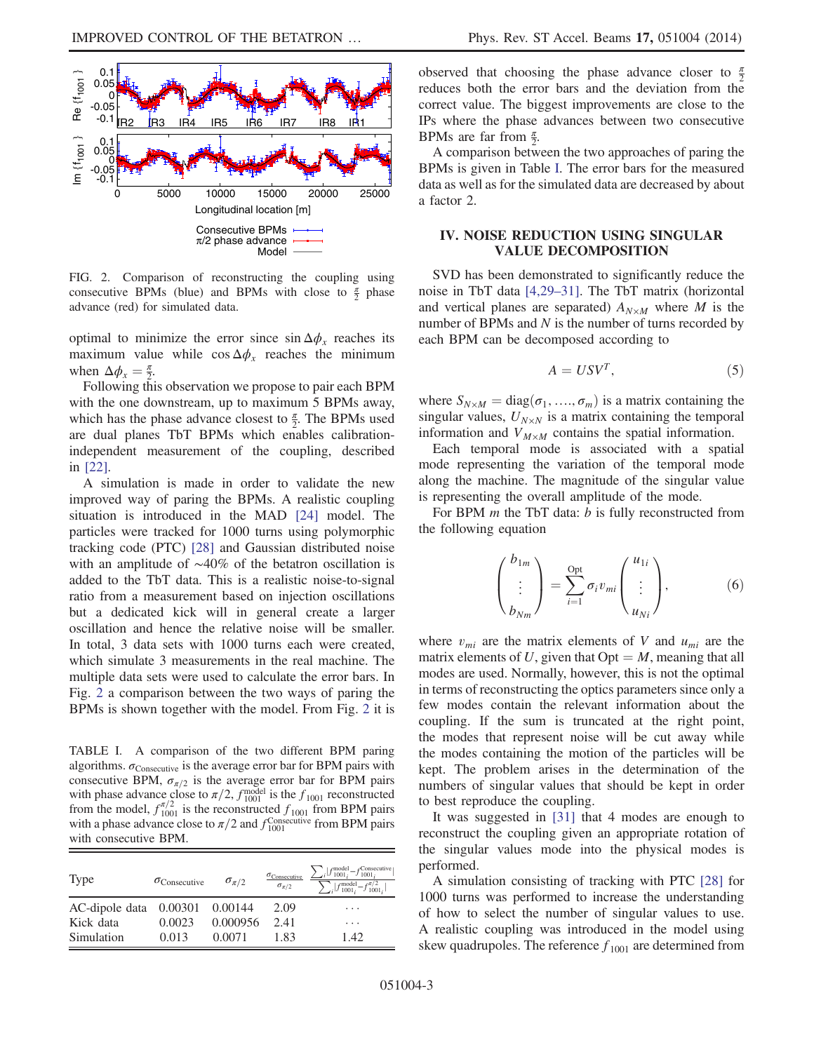FIG. 2. Comparison of reconstructing the coupling using consecutive BPMs (blue) and BPMs with close to $\frac{\pi}{2}$ phase advance (red) for simulated data.

optimal to minimize the error since $\sin\Delta\phi_x$ reaches its maximum value while $\cos\Delta\phi_x$ reaches the minimum when $\Delta\phi_x = \frac{\pi}{2}$.

Following this observation we propose to pair each BPM with the one downstream, up to maximum 5 BPMs away, which has the phase advance closest to $\frac{\pi}{2}$. The BPMs used are dual planes TbT BPMs which enables calibration-independent measurement of the coupling, described in [22].

A simulation is made in order to validate the new improved way of paring the BPMs. A realistic coupling situation is introduced in the MAD [24] model. The particles were tracked for 1000 turns using polymorphic tracking code (PTC) [28] and Gaussian distributed noise with an amplitude of ∼40% of the betatron oscillation is added to the TbT data. This is a realistic noise-to-signal ratio from a measurement based on injection oscillations but a dedicated kick will in general create a larger oscillation and hence the relative noise will be smaller. In total, 3 data sets with 1000 turns each were created, which simulate 3 measurements in the real machine. The multiple data sets were used to calculate the error bars. In Fig. 2 a comparison between the two ways of paring the BPMs is shown together with the model. From Fig. 2 it is observed that choosing the phase advance closer to $\frac{\pi}{2}$ reduces both the error bars and the deviation from the correct value. The biggest improvements are close to the IPs where the phase advances between two consecutive BPMs are far from $\frac{\pi}{2}$.

A comparison between the two approaches of paring the BPMs is given in Table I. The error bars for the measured data as well as for the simulated data are decreased by about a factor 2.

TABLE I. A comparison of the two different BPM paring algorithms. $\sigma_{\text{Consecutive}}$ is the average error bar for BPM pairs with consecutive BPM, $\sigma_{\pi/2}$ is the average error bar for BPM pairs with phase advance close to $\pi/2$, $f_{1001}^{\text{model}}$ is the $f_{1001}$ reconstructed from the model, $f_{1001}^{\pi/2}$ is the reconstructed $f_{1001}$ from BPM pairs with a phase advance close to $\pi/2$ and $f_{1001}^{\text{Consecutive}}$ from BPM pairs with consecutive BPM.

| Type | $\sigma_{\text{Consecutive}}$ | $\sigma_{\pi/2}$ | $\frac{\sigma_{\text{Consecutive}}}{\sigma_{\pi/2}}$ | $\frac{\sum_i \lvert f_{1001_i}^{\text{model}} - f_{1001_i}^{\text{Consecutive}} \rvert}{\sum_i \lvert f_{1001_i}^{\text{model}} - f_{1001_i}^{\pi/2} \rvert}$ |
|---|---|---|---|---|
| AC-dipole data | 0.00301 | 0.00144 | 2.09 | ... |
| Kick data | 0.0023 | 0.000956 | 2.41 | ... |
| Simulation | 0.013 | 0.0071 | 1.83 | 1.42 |

## IV. NOISE REDUCTION USING SINGULAR VALUE DECOMPOSITION

SVD has been demonstrated to significantly reduce the noise in TbT data [4,29–31]. The TbT matrix (horizontal and vertical planes are separated) $A_{N\times M}$ where $M$ is the number of BPMs and $N$ is the number of turns recorded by each BPM can be decomposed according to

$$A = USV^T, \tag{5}$$

where $S_{N\times M} = \text{diag}(\sigma_1, \ldots, \sigma_m)$ is a matrix containing the singular values, $U_{N\times N}$ is a matrix containing the temporal information and $V_{M\times M}$ contains the spatial information.

Each temporal mode is associated with a spatial mode representing the variation of the temporal mode along the machine. The magnitude of the singular value is representing the overall amplitude of the mode.

For BPM $m$ the TbT data: $b$ is fully reconstructed from the following equation

$$\begin{pmatrix} b_{1m} \\ \vdots \\ b_{Nm} \end{pmatrix} = \sum_{i=1}^{\text{Opt}} \sigma_i v_{mi} \begin{pmatrix} u_{1i} \\ \vdots \\ u_{Ni} \end{pmatrix}, \tag{6}$$

where $v_{mi}$ are the matrix elements of $V$ and $u_{mi}$ are the matrix elements of $U$, given that $\text{Opt} = M$, meaning that all modes are used. Normally, however, this is not the optimal in terms of reconstructing the optics parameters since only a few modes contain the relevant information about the coupling. If the sum is truncated at the right point, the modes that represent noise will be cut away while the modes containing the motion of the particles will be kept. The problem arises in the determination of the numbers of singular values that should be kept in order to best reproduce the coupling.

It was suggested in [31] that 4 modes are enough to reconstruct the coupling given an appropriate rotation of the singular values mode into the physical modes is performed.

A simulation consisting of tracking with PTC [28] for 1000 turns was performed to increase the understanding of how to select the number of singular values to use. A realistic coupling was introduced in the model using skew quadrupoles. The reference $f_{1001}$ are determined from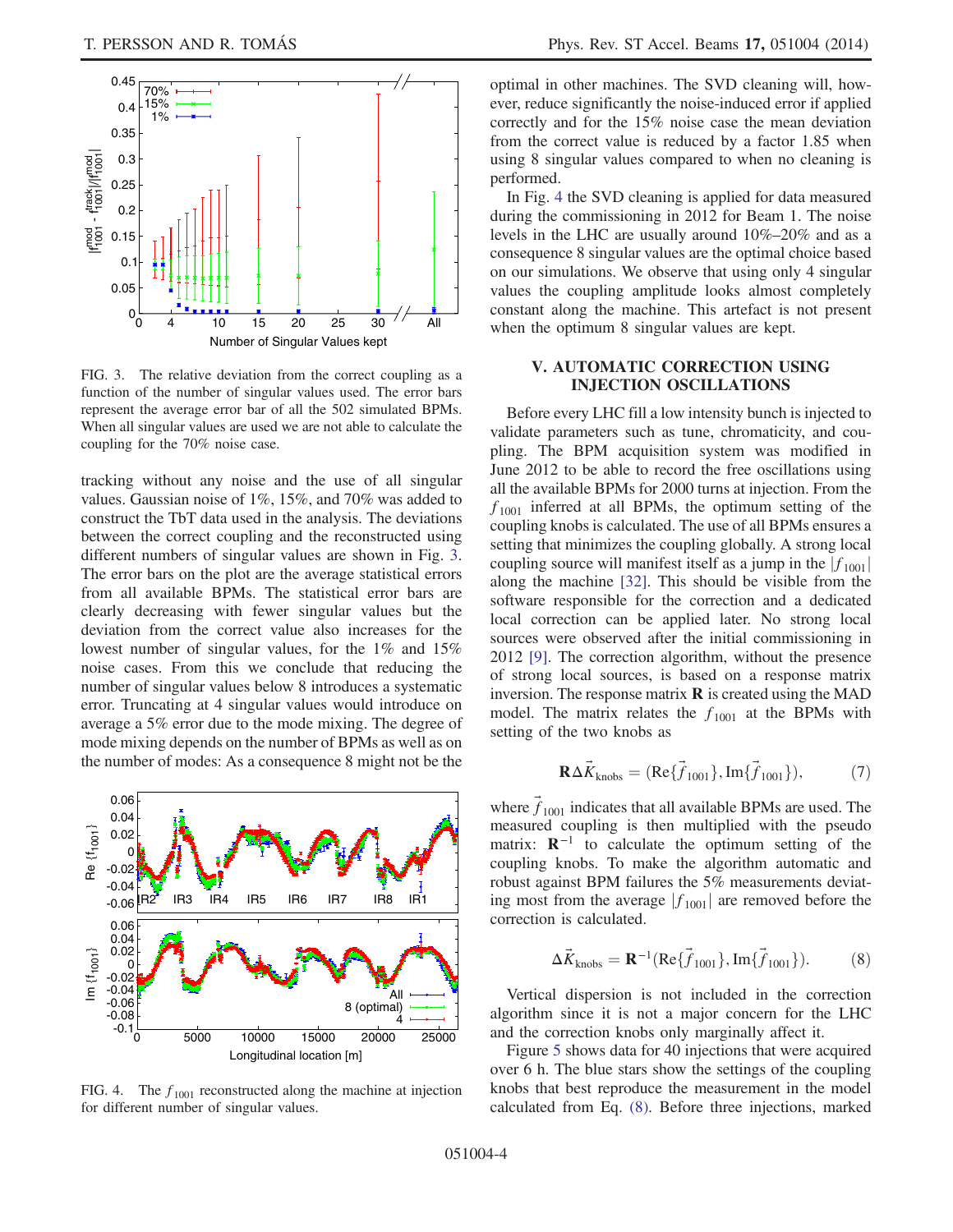FIG. 3. The relative deviation from the correct coupling as a function of the number of singular values used. The error bars represent the average error bar of all the 502 simulated BPMs. When all singular values are used we are not able to calculate the coupling for the 70% noise case.

tracking without any noise and the use of all singular values. Gaussian noise of 1%, 15%, and 70% was added to construct the TbT data used in the analysis. The deviations between the correct coupling and the reconstructed using different numbers of singular values are shown in Fig. 3. The error bars on the plot are the average statistical errors from all available BPMs. The statistical error bars are clearly decreasing with fewer singular values but the deviation from the correct value also increases for the lowest number of singular values, for the 1% and 15% noise cases. From this we conclude that reducing the number of singular values below 8 introduces a systematic error. Truncating at 4 singular values would introduce on average a 5% error due to the mode mixing. The degree of mode mixing depends on the number of BPMs as well as on the number of modes: As a consequence 8 might not be the optimal in other machines. The SVD cleaning will, however, reduce significantly the noise-induced error if applied correctly and for the 15% noise case the mean deviation from the correct value is reduced by a factor 1.85 when using 8 singular values compared to when no cleaning is performed.

In Fig. 4 the SVD cleaning is applied for data measured during the commissioning in 2012 for Beam 1. The noise levels in the LHC are usually around 10%–20% and as a consequence 8 singular values are the optimal choice based on our simulations. We observe that using only 4 singular values the coupling amplitude looks almost completely constant along the machine. This artefact is not present when the optimum 8 singular values are kept.

FIG. 4. The $f_{1001}$ reconstructed along the machine at injection for different number of singular values.

## V. AUTOMATIC CORRECTION USING INJECTION OSCILLATIONS

Before every LHC fill a low intensity bunch is injected to validate parameters such as tune, chromaticity, and coupling. The BPM acquisition system was modified in June 2012 to be able to record the free oscillations using all the available BPMs for 2000 turns at injection. From the $f_{1001}$ inferred at all BPMs, the optimum setting of the coupling knobs is calculated. The use of all BPMs ensures a setting that minimizes the coupling globally. A strong local coupling source will manifest itself as a jump in the $|f_{1001}|$ along the machine [32]. This should be visible from the software responsible for the correction and a dedicated local correction can be applied later. No strong local sources were observed after the initial commissioning in 2012 [9]. The correction algorithm, without the presence of strong local sources, is based on a response matrix inversion. The response matrix $\mathbf{R}$ is created using the MAD model. The matrix relates the $f_{1001}$ at the BPMs with setting of the two knobs as

$$\mathbf{R}\Delta\vec{K}_{\text{knobs}} = (\text{Re}\{\vec{f}_{1001}\}, \text{Im}\{\vec{f}_{1001}\}), \tag{7}$$

where $\vec{f}_{1001}$ indicates that all available BPMs are used. The measured coupling is then multiplied with the pseudo matrix: $\mathbf{R}^{-1}$ to calculate the optimum setting of the coupling knobs. To make the algorithm automatic and robust against BPM failures the 5% measurements deviating most from the average $|f_{1001}|$ are removed before the correction is calculated.

$$\Delta\vec{K}_{\text{knobs}} = \mathbf{R}^{-1}(\text{Re}\{\vec{f}_{1001}\}, \text{Im}\{\vec{f}_{1001}\}). \tag{8}$$

Vertical dispersion is not included in the correction algorithm since it is not a major concern for the LHC and the correction knobs only marginally affect it.

Figure 5 shows data for 40 injections that were acquired over 6 h. The blue stars show the settings of the coupling knobs that best reproduce the measurement in the model calculated from Eq. (8). Before three injections, marked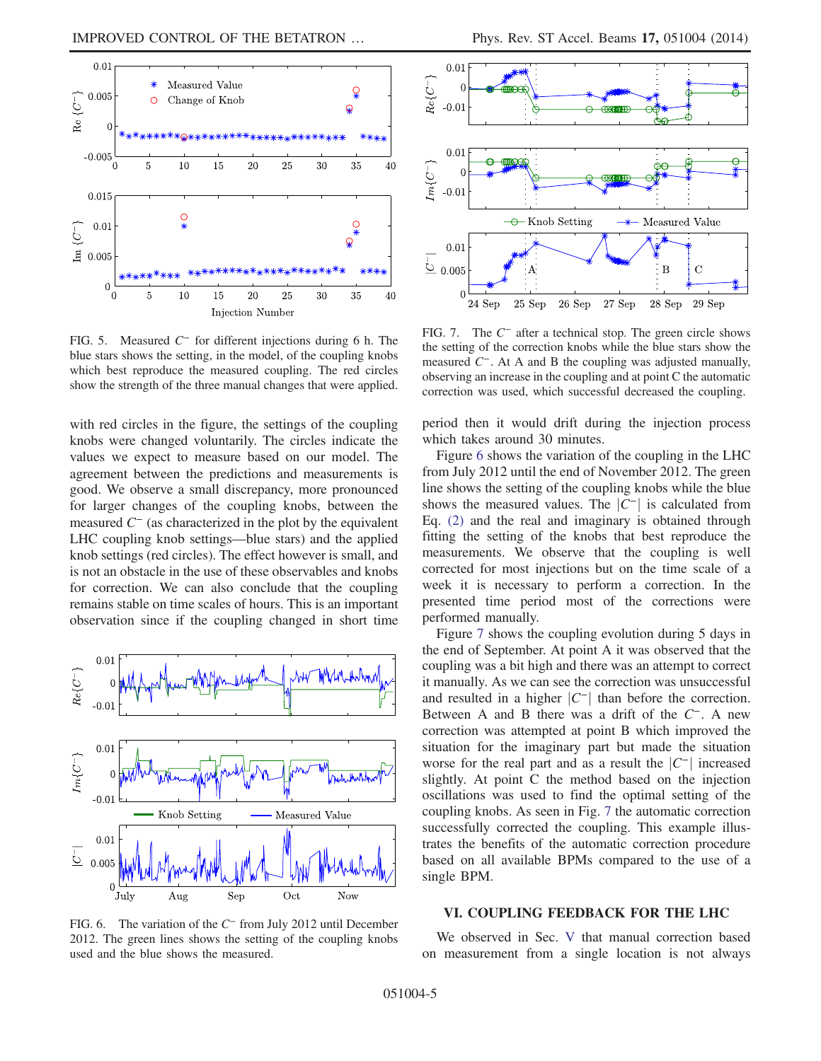FIG. 5. Measured $C^-$ for different injections during 6 h. The blue stars shows the setting, in the model, of the coupling knobs which best reproduce the measured coupling. The red circles show the strength of the three manual changes that were applied.

with red circles in the figure, the settings of the coupling knobs were changed voluntarily. The circles indicate the values we expect to measure based on our model. The agreement between the predictions and measurements is good. We observe a small discrepancy, more pronounced for larger changes of the coupling knobs, between the measured $C^-$ (as characterized in the plot by the equivalent LHC coupling knob settings—blue stars) and the applied knob settings (red circles). The effect however is small, and is not an obstacle in the use of these observables and knobs for correction. We can also conclude that the coupling remains stable on time scales of hours. This is an important observation since if the coupling changed in short time period then it would drift during the injection process which takes around 30 minutes.

FIG. 6. The variation of the $C^-$ from July 2012 until December 2012. The green lines shows the setting of the coupling knobs used and the blue shows the measured.

FIG. 7. The $C^-$ after a technical stop. The green circle shows the setting of the correction knobs while the blue stars show the measured $C^-$. At A and B the coupling was adjusted manually, observing an increase in the coupling and at point C the automatic correction was used, which successful decreased the coupling.

Figure 6 shows the variation of the coupling in the LHC from July 2012 until the end of November 2012. The green line shows the setting of the coupling knobs while the blue shows the measured values. The $|C^-|$ is calculated from Eq. (2) and the real and imaginary is obtained through fitting the setting of the knobs that best reproduce the measurements. We observe that the coupling is well corrected for most injections but on the time scale of a week it is necessary to perform a correction. In the presented time period most of the corrections were performed manually.

Figure 7 shows the coupling evolution during 5 days in the end of September. At point A it was observed that the coupling was a bit high and there was an attempt to correct it manually. As we can see the correction was unsuccessful and resulted in a higher $|C^-|$ than before the correction. Between A and B there was a drift of the $C^-$. A new correction was attempted at point B which improved the situation for the imaginary part but made the situation worse for the real part and as a result the $|C^-|$ increased slightly. At point C the method based on the injection oscillations was used to find the optimal setting of the coupling knobs. As seen in Fig. 7 the automatic correction successfully corrected the coupling. This example illustrates the benefits of the automatic correction procedure based on all available BPMs compared to the use of a single BPM.

## VI. COUPLING FEEDBACK FOR THE LHC

We observed in Sec. V that manual correction based on measurement from a single location is not always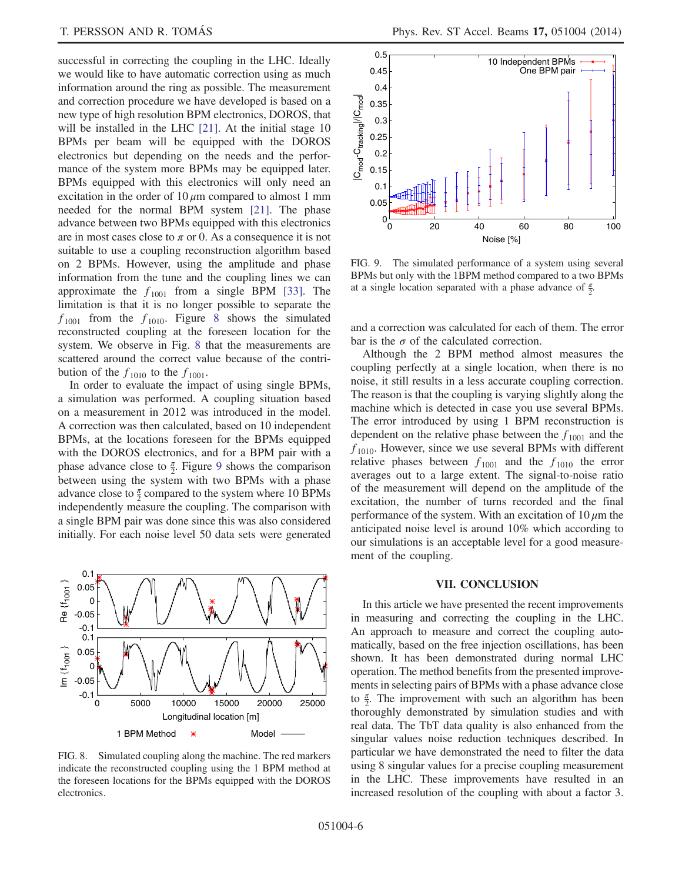successful in correcting the coupling in the LHC. Ideally we would like to have automatic correction using as much information around the ring as possible. The measurement and correction procedure we have developed is based on a new type of high resolution BPM electronics, DOROS, that will be installed in the LHC [21]. At the initial stage 10 BPMs per beam will be equipped with the DOROS electronics but depending on the needs and the performance of the system more BPMs may be equipped later. BPMs equipped with this electronics will only need an excitation in the order of $10\,\mu$m compared to almost 1 mm needed for the normal BPM system [21]. The phase advance between two BPMs equipped with this electronics are in most cases close to $\pi$ or 0. As a consequence it is not suitable to use a coupling reconstruction algorithm based on 2 BPMs. However, using the amplitude and phase information from the tune and the coupling lines we can approximate the $f_{1001}$ from a single BPM [33]. The limitation is that it is no longer possible to separate the $f_{1001}$ from the $f_{1010}$. Figure 8 shows the simulated reconstructed coupling at the foreseen location for the system. We observe in Fig. 8 that the measurements are scattered around the correct value because of the contribution of the $f_{1010}$ to the $f_{1001}$.

In order to evaluate the impact of using single BPMs, a simulation was performed. A coupling situation based on a measurement in 2012 was introduced in the model. A correction was then calculated, based on 10 independent BPMs, at the locations foreseen for the BPMs equipped with the DOROS electronics, and for a BPM pair with a phase advance close to $\frac{\pi}{2}$. Figure 9 shows the comparison between using the system with two BPMs with a phase advance close to $\frac{\pi}{2}$ compared to the system where 10 BPMs independently measure the coupling. The comparison with a single BPM pair was done since this was also considered initially. For each noise level 50 data sets were generated and a correction was calculated for each of them. The error bar is the $\sigma$ of the calculated correction.

FIG. 8. Simulated coupling along the machine. The red markers indicate the reconstructed coupling using the 1 BPM method at the foreseen locations for the BPMs equipped with the DOROS electronics.

FIG. 9. The simulated performance of a system using several BPMs but only with the 1BPM method compared to a two BPMs at a single location separated with a phase advance of $\frac{\pi}{2}$.

Although the 2 BPM method almost measures the coupling perfectly at a single location, when there is no noise, it still results in a less accurate coupling correction. The reason is that the coupling is varying slightly along the machine which is detected in case you use several BPMs. The error introduced by using 1 BPM reconstruction is dependent on the relative phase between the $f_{1001}$ and the $f_{1010}$. However, since we use several BPMs with different relative phases between $f_{1001}$ and the $f_{1010}$ the error averages out to a large extent. The signal-to-noise ratio of the measurement will depend on the amplitude of the excitation, the number of turns recorded and the final performance of the system. With an excitation of $10\,\mu$m the anticipated noise level is around 10% which according to our simulations is an acceptable level for a good measurement of the coupling.

## VII. CONCLUSION

In this article we have presented the recent improvements in measuring and correcting the coupling in the LHC. An approach to measure and correct the coupling automatically, based on the free injection oscillations, has been shown. It has been demonstrated during normal LHC operation. The method benefits from the presented improvements in selecting pairs of BPMs with a phase advance close to $\frac{\pi}{2}$. The improvement with such an algorithm has been thoroughly demonstrated by simulation studies and with real data. The TbT data quality is also enhanced from the singular values noise reduction techniques described. In particular we have demonstrated the need to filter the data using 8 singular values for a precise coupling measurement in the LHC. These improvements have resulted in an increased resolution of the coupling with about a factor 3.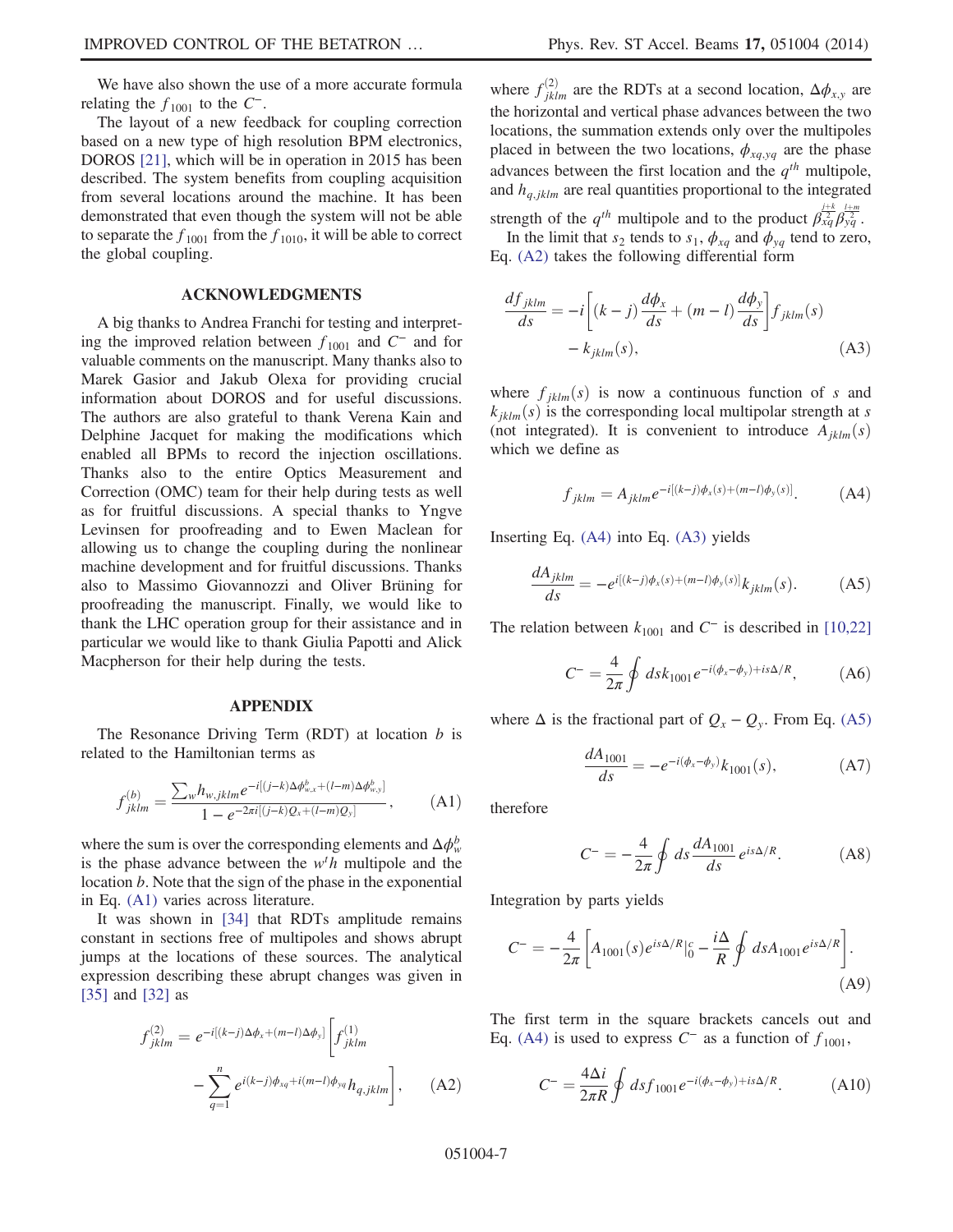We have also shown the use of a more accurate formula relating the $f_{1001}$ to the $C^{-}$.

The layout of a new feedback for coupling correction based on a new type of high resolution BPM electronics, DOROS [21], which will be in operation in 2015 has been described. The system benefits from coupling acquisition from several locations around the machine. It has been demonstrated that even though the system will not be able to separate the $f_{1001}$ from the $f_{1010}$, it will be able to correct the global coupling.

## ACKNOWLEDGMENTS

A big thanks to Andrea Franchi for testing and interpreting the improved relation between $f_{1001}$ and $C^{-}$ and for valuable comments on the manuscript. Many thanks also to Marek Gasior and Jakub Olexa for providing crucial information about DOROS and for useful discussions. The authors are also grateful to thank Verena Kain and Delphine Jacquet for making the modifications which enabled all BPMs to record the injection oscillations. Thanks also to the entire Optics Measurement and Correction (OMC) team for their help during tests as well as for fruitful discussions. A special thanks to Yngve Levinsen for proofreading and to Ewen Maclean for allowing us to change the coupling during the nonlinear machine development and for fruitful discussions. Thanks also to Massimo Giovannozzi and Oliver Brüning for proofreading the manuscript. Finally, we would like to thank the LHC operation group for their assistance and in particular we would like to thank Giulia Papotti and Alick Macpherson for their help during the tests.

## APPENDIX

The Resonance Driving Term (RDT) at location $b$ is related to the Hamiltonian terms as

$$f_{jklm}^{(b)} = \frac{\sum_{w} h_{w,jklm} e^{-i[(j-k)\Delta\phi_{w,x}^{b} + (l-m)\Delta\phi_{w,y}^{b}]}}{1 - e^{-2\pi i[(j-k)Q_x + (l-m)Q_y]}}, \tag{A1}$$

where the sum is over the corresponding elements and $\Delta\phi_{w}^{b}$ is the phase advance between the $w^th$ multipole and the location $b$. Note that the sign of the phase in the exponential in Eq. (A1) varies across literature.

It was shown in [34] that RDTs amplitude remains constant in sections free of multipoles and shows abrupt jumps at the locations of these sources. The analytical expression describing these abrupt changes was given in [35] and [32] as

$$f_{jklm}^{(2)} = e^{-i[(k-j)\Delta\phi_x + (m-l)\Delta\phi_y]} \left[ f_{jklm}^{(1)} - \sum_{q=1}^{n} e^{i(k-j)\phi_{xq} + i(m-l)\phi_{yq}} h_{q,jklm} \right], \tag{A2}$$

where $f_{jklm}^{(2)}$ are the RDTs at a second location, $\Delta\phi_{x,y}$ are the horizontal and vertical phase advances between the two locations, the summation extends only over the multipoles placed in between the two locations, $\phi_{xq,yq}$ are the phase advances between the first location and the $q^{th}$ multipole, and $h_{q,jklm}$ are real quantities proportional to the integrated strength of the $q^{th}$ multipole and to the product $\beta_{xq}^{\frac{j+k}{2}} \beta_{yq}^{\frac{l+m}{2}}$.

In the limit that $s_2$ tends to $s_1$, $\phi_{xq}$ and $\phi_{yq}$ tend to zero, Eq. (A2) takes the following differential form

$$\frac{df_{jklm}}{ds} = -i\left[(k-j)\frac{d\phi_x}{ds} + (m-l)\frac{d\phi_y}{ds}\right] f_{jklm}(s) - k_{jklm}(s), \tag{A3}$$

where $f_{jklm}(s)$ is now a continuous function of $s$ and $k_{jklm}(s)$ is the corresponding local multipolar strength at $s$ (not integrated). It is convenient to introduce $A_{jklm}(s)$ which we define as

$$f_{jklm} = A_{jklm} e^{-i[(k-j)\phi_x(s) + (m-l)\phi_y(s)]}. \tag{A4}$$

Inserting Eq. (A4) into Eq. (A3) yields

$$\frac{dA_{jklm}}{ds} = -e^{i[(k-j)\phi_x(s) + (m-l)\phi_y(s)]} k_{jklm}(s). \tag{A5}$$

The relation between $k_{1001}$ and $C^{-}$ is described in [10,22]

$$C^{-} = \frac{4}{2\pi} \oint ds k_{1001} e^{-i(\phi_x - \phi_y) + is\Delta/R}, \tag{A6}$$

where $\Delta$ is the fractional part of $Q_x - Q_y$. From Eq. (A5)

$$\frac{dA_{1001}}{ds} = -e^{-i(\phi_x - \phi_y)} k_{1001}(s), \tag{A7}$$

therefore

$$C^{-} = -\frac{4}{2\pi} \oint ds \frac{dA_{1001}}{ds} e^{is\Delta/R}. \tag{A8}$$

Integration by parts yields

$$C^{-} = -\frac{4}{2\pi}\left[ A_{1001}(s) e^{is\Delta/R} \Big|_{0}^{c} - \frac{i\Delta}{R} \oint ds A_{1001} e^{is\Delta/R} \right]. \tag{A9}$$

The first term in the square brackets cancels out and Eq. (A4) is used to express $C^{-}$ as a function of $f_{1001}$,

$$C^{-} = \frac{4\Delta i}{2\pi R} \oint ds f_{1001} e^{-i(\phi_x - \phi_y) + is\Delta/R}. \tag{A10}$$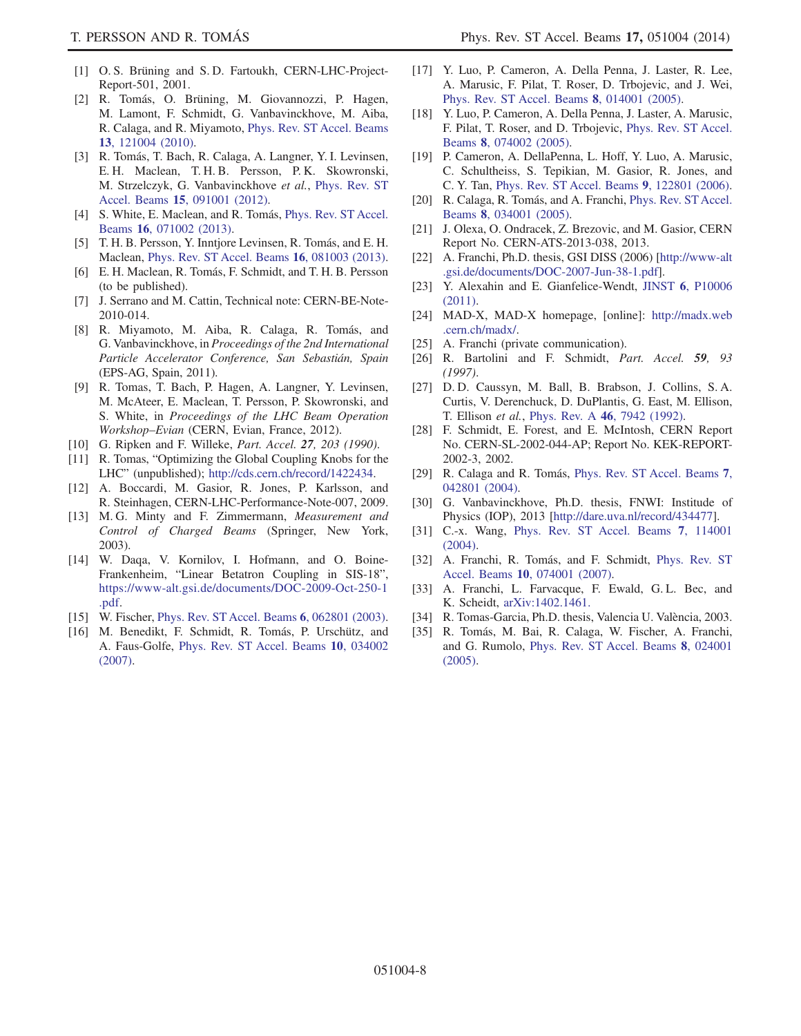[1] O. S. Brüning and S. D. Fartoukh, CERN-LHC-Project-Report-501, 2001.

[2] R. Tomás, O. Brüning, M. Giovannozzi, P. Hagen, M. Lamont, F. Schmidt, G. Vanbavinckhove, M. Aiba, R. Calaga, and R. Miyamoto, Phys. Rev. ST Accel. Beams **13**, 121004 (2010).

[3] R. Tomás, T. Bach, R. Calaga, A. Langner, Y. I. Levinsen, E. H. Maclean, T. H. B. Persson, P. K. Skowronski, M. Strzelczyk, G. Vanbavinckhove *et al.*, Phys. Rev. ST Accel. Beams **15**, 091001 (2012).

[4] S. White, E. Maclean, and R. Tomás, Phys. Rev. ST Accel. Beams **16**, 071002 (2013).

[5] T. H. B. Persson, Y. Inntjore Levinsen, R. Tomás, and E. H. Maclean, Phys. Rev. ST Accel. Beams **16**, 081003 (2013).

[6] E. H. Maclean, R. Tomás, F. Schmidt, and T. H. B. Persson (to be published).

[7] J. Serrano and M. Cattin, Technical note: CERN-BE-Note-2010-014.

[8] R. Miyamoto, M. Aiba, R. Calaga, R. Tomás, and G. Vanbavinckhove, in *Proceedings of the 2nd International Particle Accelerator Conference, San Sebastián, Spain* (EPS-AG, Spain, 2011).

[9] R. Tomas, T. Bach, P. Hagen, A. Langner, Y. Levinsen, M. McAteer, E. Maclean, T. Persson, P. Skowronski, and S. White, in *Proceedings of the LHC Beam Operation Workshop–Evian* (CERN, Evian, France, 2012).

[10] G. Ripken and F. Willeke, *Part. Accel.* **27**, *203 (1990)*.

[11] R. Tomas, "Optimizing the Global Coupling Knobs for the LHC" (unpublished); http://cds.cern.ch/record/1422434.

[12] A. Boccardi, M. Gasior, R. Jones, P. Karlsson, and R. Steinhagen, CERN-LHC-Performance-Note-007, 2009.

[13] M. G. Minty and F. Zimmermann, *Measurement and Control of Charged Beams* (Springer, New York, 2003).

[14] W. Daqa, V. Kornilov, I. Hofmann, and O. Boine-Frankenheim, "Linear Betatron Coupling in SIS-18", https://www-alt.gsi.de/documents/DOC-2009-Oct-250-1.pdf.

[15] W. Fischer, Phys. Rev. ST Accel. Beams **6**, 062801 (2003).

[16] M. Benedikt, F. Schmidt, R. Tomás, P. Urschütz, and A. Faus-Golfe, Phys. Rev. ST Accel. Beams **10**, 034002 (2007).

[17] Y. Luo, P. Cameron, A. Della Penna, J. Laster, R. Lee, A. Marusic, F. Pilat, T. Roser, D. Trbojevic, and J. Wei, Phys. Rev. ST Accel. Beams **8**, 014001 (2005).

[18] Y. Luo, P. Cameron, A. Della Penna, J. Laster, A. Marusic, F. Pilat, T. Roser, and D. Trbojevic, Phys. Rev. ST Accel. Beams **8**, 074002 (2005).

[19] P. Cameron, A. DellaPenna, L. Hoff, Y. Luo, A. Marusic, C. Schultheiss, S. Tepikian, M. Gasior, R. Jones, and C. Y. Tan, Phys. Rev. ST Accel. Beams **9**, 122801 (2006).

[20] R. Calaga, R. Tomás, and A. Franchi, Phys. Rev. ST Accel. Beams **8**, 034001 (2005).

[21] J. Olexa, O. Ondracek, Z. Brezovic, and M. Gasior, CERN Report No. CERN-ATS-2013-038, 2013.

[22] A. Franchi, Ph.D. thesis, GSI DISS (2006) [http://www-alt.gsi.de/documents/DOC-2007-Jun-38-1.pdf].

[23] Y. Alexahin and E. Gianfelice-Wendt, JINST **6**, P10006 (2011).

[24] MAD-X, MAD-X homepage, [online]: http://madx.web.cern.ch/madx/.

[25] A. Franchi (private communication).

[26] R. Bartolini and F. Schmidt, *Part. Accel.* **59**, *93 (1997)*.

[27] D. D. Caussyn, M. Ball, B. Brabson, J. Collins, S. A. Curtis, V. Derenchuck, D. DuPlantis, G. East, M. Ellison, T. Ellison *et al.*, Phys. Rev. A **46**, 7942 (1992).

[28] F. Schmidt, E. Forest, and E. McIntosh, CERN Report No. CERN-SL-2002-044-AP; Report No. KEK-REPORT-2002-3, 2002.

[29] R. Calaga and R. Tomás, Phys. Rev. ST Accel. Beams **7**, 042801 (2004).

[30] G. Vanbavinckhove, Ph.D. thesis, FNWI: Institute of Physics (IOP), 2013 [http://dare.uva.nl/record/434477].

[31] C.-x. Wang, Phys. Rev. ST Accel. Beams **7**, 114001 (2004).

[32] A. Franchi, R. Tomás, and F. Schmidt, Phys. Rev. ST Accel. Beams **10**, 074001 (2007).

[33] A. Franchi, L. Farvacque, F. Ewald, G. L. Bec, and K. Scheidt, arXiv:1402.1461.

[34] R. Tomas-Garcia, Ph.D. thesis, Valencia U. València, 2003.

[35] R. Tomás, M. Bai, R. Calaga, W. Fischer, A. Franchi, and G. Rumolo, Phys. Rev. ST Accel. Beams **8**, 024001 (2005).